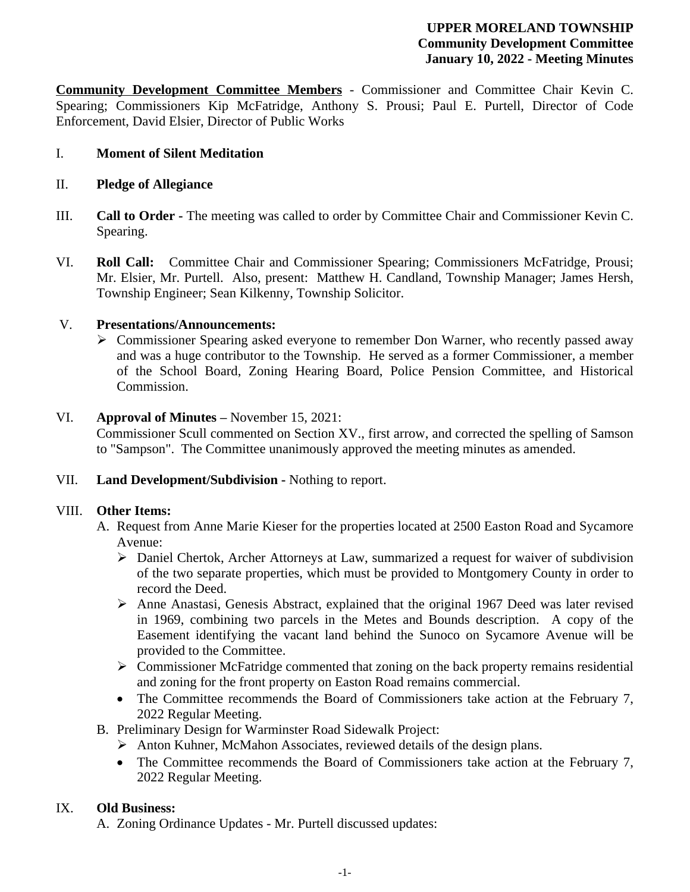**UPPER MORELAND TOWNSHIP**
**Community Development Committee**
**January 10, 2022 - Meeting Minutes**

**Community Development Committee Members** - Commissioner and Committee Chair Kevin C. Spearing; Commissioners Kip McFatridge, Anthony S. Prousi; Paul E. Purtell, Director of Code Enforcement, David Elsier, Director of Public Works

I. **Moment of Silent Meditation**

II. **Pledge of Allegiance**

III. **Call to Order -** The meeting was called to order by Committee Chair and Commissioner Kevin C. Spearing.

VI. **Roll Call:** Committee Chair and Commissioner Spearing; Commissioners McFatridge, Prousi; Mr. Elsier, Mr. Purtell. Also, present: Matthew H. Candland, Township Manager; James Hersh, Township Engineer; Sean Kilkenny, Township Solicitor.

V. **Presentations/Announcements:**
- Commissioner Spearing asked everyone to remember Don Warner, who recently passed away and was a huge contributor to the Township. He served as a former Commissioner, a member of the School Board, Zoning Hearing Board, Police Pension Committee, and Historical Commission.

VI. **Approval of Minutes –** November 15, 2021:
Commissioner Scull commented on Section XV., first arrow, and corrected the spelling of Samson to "Sampson". The Committee unanimously approved the meeting minutes as amended.

VII. **Land Development/Subdivision -** Nothing to report.

VIII. **Other Items:**

A. Request from Anne Marie Kieser for the properties located at 2500 Easton Road and Sycamore Avenue:
- Daniel Chertok, Archer Attorneys at Law, summarized a request for waiver of subdivision of the two separate properties, which must be provided to Montgomery County in order to record the Deed.
- Anne Anastasi, Genesis Abstract, explained that the original 1967 Deed was later revised in 1969, combining two parcels in the Metes and Bounds description. A copy of the Easement identifying the vacant land behind the Sunoco on Sycamore Avenue will be provided to the Committee.
- Commissioner McFatridge commented that zoning on the back property remains residential and zoning for the front property on Easton Road remains commercial.
- The Committee recommends the Board of Commissioners take action at the February 7, 2022 Regular Meeting.

B. Preliminary Design for Warminster Road Sidewalk Project:
- Anton Kuhner, McMahon Associates, reviewed details of the design plans.
- The Committee recommends the Board of Commissioners take action at the February 7, 2022 Regular Meeting.

IX. **Old Business:**

A. Zoning Ordinance Updates - Mr. Purtell discussed updates: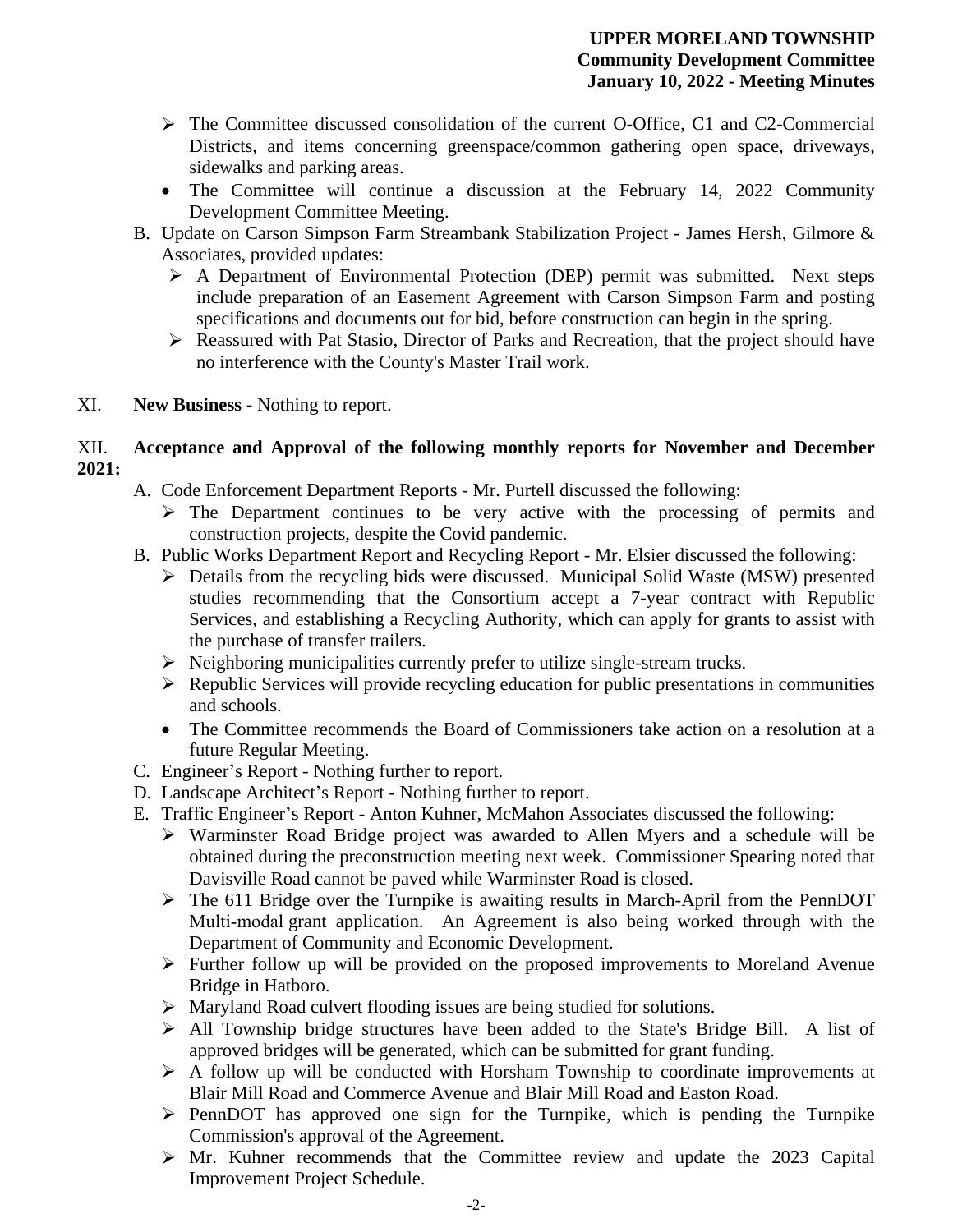- ➢ The Committee discussed consolidation of the current O-Office, C1 and C2-Commercial Districts, and items concerning greenspace/common gathering open space, driveways, sidewalks and parking areas.
- • The Committee will continue a discussion at the February 14, 2022 Community Development Committee Meeting.

B. Update on Carson Simpson Farm Streambank Stabilization Project - James Hersh, Gilmore & Associates, provided updates:
   - ➢ A Department of Environmental Protection (DEP) permit was submitted. Next steps include preparation of an Easement Agreement with Carson Simpson Farm and posting specifications and documents out for bid, before construction can begin in the spring.
   - ➢ Reassured with Pat Stasio, Director of Parks and Recreation, that the project should have no interference with the County's Master Trail work.

XI. **New Business -** Nothing to report.

XII. **Acceptance and Approval of the following monthly reports for November and December 2021:**

A. Code Enforcement Department Reports - Mr. Purtell discussed the following:
   - ➢ The Department continues to be very active with the processing of permits and construction projects, despite the Covid pandemic.

B. Public Works Department Report and Recycling Report - Mr. Elsier discussed the following:
   - ➢ Details from the recycling bids were discussed. Municipal Solid Waste (MSW) presented studies recommending that the Consortium accept a 7-year contract with Republic Services, and establishing a Recycling Authority, which can apply for grants to assist with the purchase of transfer trailers.
   - ➢ Neighboring municipalities currently prefer to utilize single-stream trucks.
   - ➢ Republic Services will provide recycling education for public presentations in communities and schools.
   - • The Committee recommends the Board of Commissioners take action on a resolution at a future Regular Meeting.

C. Engineer's Report - Nothing further to report.

D. Landscape Architect's Report - Nothing further to report.

E. Traffic Engineer's Report - Anton Kuhner, McMahon Associates discussed the following:
   - ➢ Warminster Road Bridge project was awarded to Allen Myers and a schedule will be obtained during the preconstruction meeting next week. Commissioner Spearing noted that Davisville Road cannot be paved while Warminster Road is closed.
   - ➢ The 611 Bridge over the Turnpike is awaiting results in March-April from the PennDOT Multi-modal grant application. An Agreement is also being worked through with the Department of Community and Economic Development.
   - ➢ Further follow up will be provided on the proposed improvements to Moreland Avenue Bridge in Hatboro.
   - ➢ Maryland Road culvert flooding issues are being studied for solutions.
   - ➢ All Township bridge structures have been added to the State's Bridge Bill. A list of approved bridges will be generated, which can be submitted for grant funding.
   - ➢ A follow up will be conducted with Horsham Township to coordinate improvements at Blair Mill Road and Commerce Avenue and Blair Mill Road and Easton Road.
   - ➢ PennDOT has approved one sign for the Turnpike, which is pending the Turnpike Commission's approval of the Agreement.
   - ➢ Mr. Kuhner recommends that the Committee review and update the 2023 Capital Improvement Project Schedule.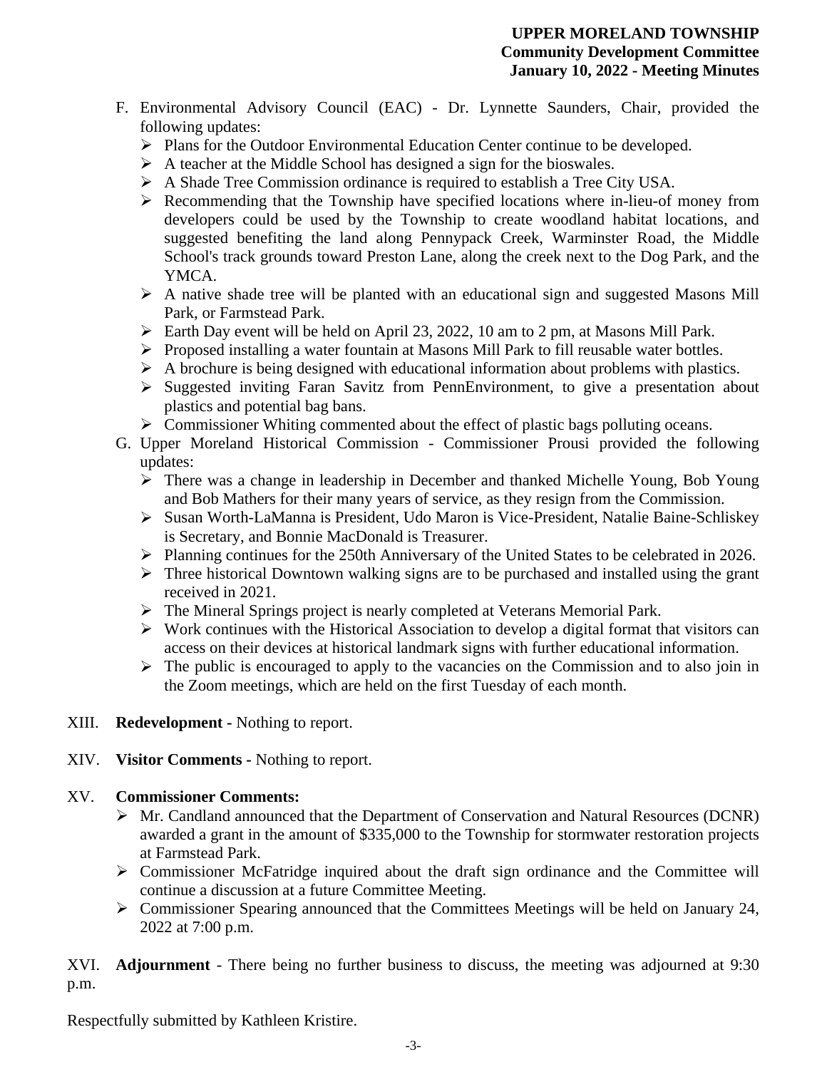F. Environmental Advisory Council (EAC) - Dr. Lynnette Saunders, Chair, provided the following updates:
   - Plans for the Outdoor Environmental Education Center continue to be developed.
   - A teacher at the Middle School has designed a sign for the bioswales.
   - A Shade Tree Commission ordinance is required to establish a Tree City USA.
   - Recommending that the Township have specified locations where in-lieu-of money from developers could be used by the Township to create woodland habitat locations, and suggested benefiting the land along Pennypack Creek, Warminster Road, the Middle School's track grounds toward Preston Lane, along the creek next to the Dog Park, and the YMCA.
   - A native shade tree will be planted with an educational sign and suggested Masons Mill Park, or Farmstead Park.
   - Earth Day event will be held on April 23, 2022, 10 am to 2 pm, at Masons Mill Park.
   - Proposed installing a water fountain at Masons Mill Park to fill reusable water bottles.
   - A brochure is being designed with educational information about problems with plastics.
   - Suggested inviting Faran Savitz from PennEnvironment, to give a presentation about plastics and potential bag bans.
   - Commissioner Whiting commented about the effect of plastic bags polluting oceans.

G. Upper Moreland Historical Commission - Commissioner Prousi provided the following updates:
   - There was a change in leadership in December and thanked Michelle Young, Bob Young and Bob Mathers for their many years of service, as they resign from the Commission.
   - Susan Worth-LaManna is President, Udo Maron is Vice-President, Natalie Baine-Schliskey is Secretary, and Bonnie MacDonald is Treasurer.
   - Planning continues for the 250th Anniversary of the United States to be celebrated in 2026.
   - Three historical Downtown walking signs are to be purchased and installed using the grant received in 2021.
   - The Mineral Springs project is nearly completed at Veterans Memorial Park.
   - Work continues with the Historical Association to develop a digital format that visitors can access on their devices at historical landmark signs with further educational information.
   - The public is encouraged to apply to the vacancies on the Commission and to also join in the Zoom meetings, which are held on the first Tuesday of each month.

XIII. **Redevelopment -** Nothing to report.

XIV. **Visitor Comments -** Nothing to report.

XV. **Commissioner Comments:**
   - Mr. Candland announced that the Department of Conservation and Natural Resources (DCNR) awarded a grant in the amount of $335,000 to the Township for stormwater restoration projects at Farmstead Park.
   - Commissioner McFatridge inquired about the draft sign ordinance and the Committee will continue a discussion at a future Committee Meeting.
   - Commissioner Spearing announced that the Committees Meetings will be held on January 24, 2022 at 7:00 p.m.

XVI. **Adjournment** - There being no further business to discuss, the meeting was adjourned at 9:30 p.m.

Respectfully submitted by Kathleen Kristire.